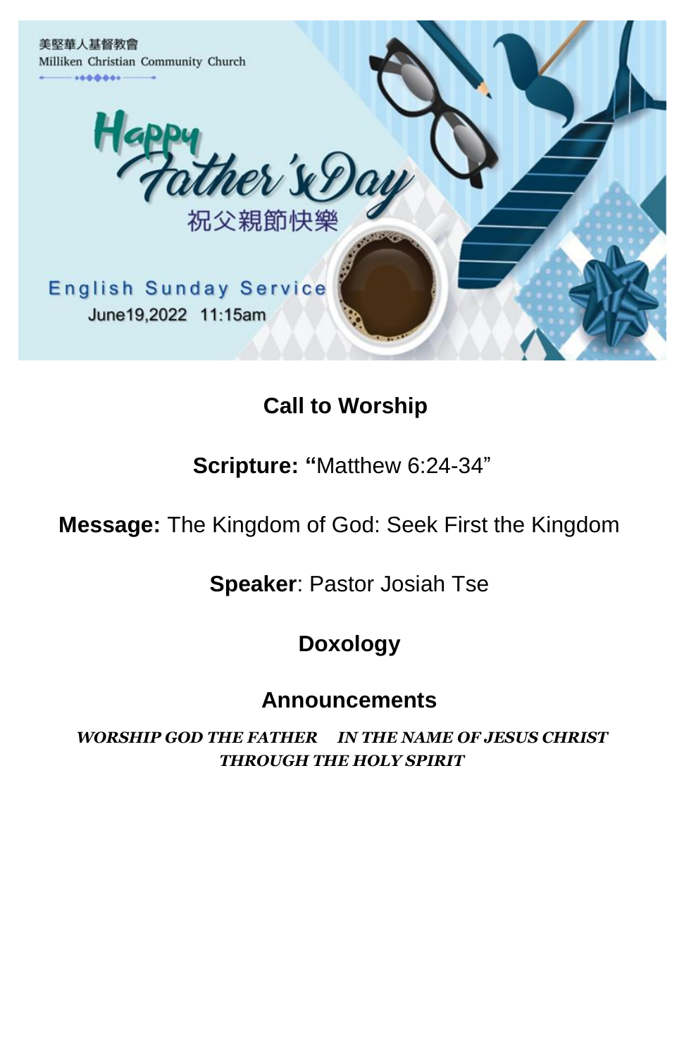美堅華人基督教會
Milliken Christian Community Church

Happy Father's Day
祝父親節快樂

English Sunday Service
June19,2022 11:15am

**Call to Worship**

**Scripture: "**Matthew 6:24-34"

**Message:** The Kingdom of God: Seek First the Kingdom

**Speaker**: Pastor Josiah Tse

**Doxology**

**Announcements**

***WORSHIP GOD THE FATHER IN THE NAME OF JESUS CHRIST THROUGH THE HOLY SPIRIT***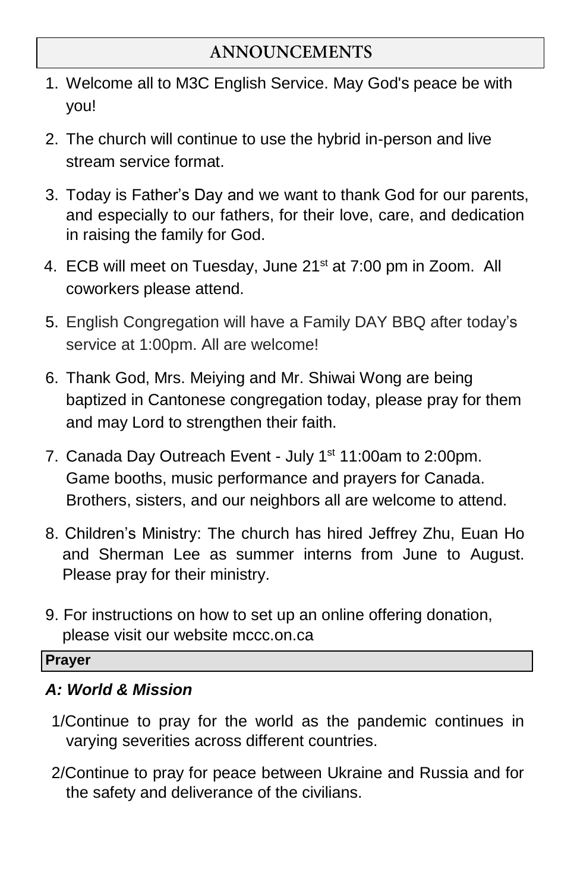## ANNOUNCEMENTS

1. Welcome all to M3C English Service. May God's peace be with you!
2. The church will continue to use the hybrid in-person and live stream service format.
3. Today is Father's Day and we want to thank God for our parents, and especially to our fathers, for their love, care, and dedication in raising the family for God.
4. ECB will meet on Tuesday, June 21st at 7:00 pm in Zoom. All coworkers please attend.
5. English Congregation will have a Family DAY BBQ after today's service at 1:00pm. All are welcome!
6. Thank God, Mrs. Meiying and Mr. Shiwai Wong are being baptized in Cantonese congregation today, please pray for them and may Lord to strengthen their faith.
7. Canada Day Outreach Event - July 1st 11:00am to 2:00pm. Game booths, music performance and prayers for Canada. Brothers, sisters, and our neighbors all are welcome to attend.
8. Children's Ministry: The church has hired Jeffrey Zhu, Euan Ho and Sherman Lee as summer interns from June to August. Please pray for their ministry.
9. For instructions on how to set up an online offering donation, please visit our website mccc.on.ca

**Prayer**

***A: World & Mission***

1/Continue to pray for the world as the pandemic continues in varying severities across different countries.

2/Continue to pray for peace between Ukraine and Russia and for the safety and deliverance of the civilians.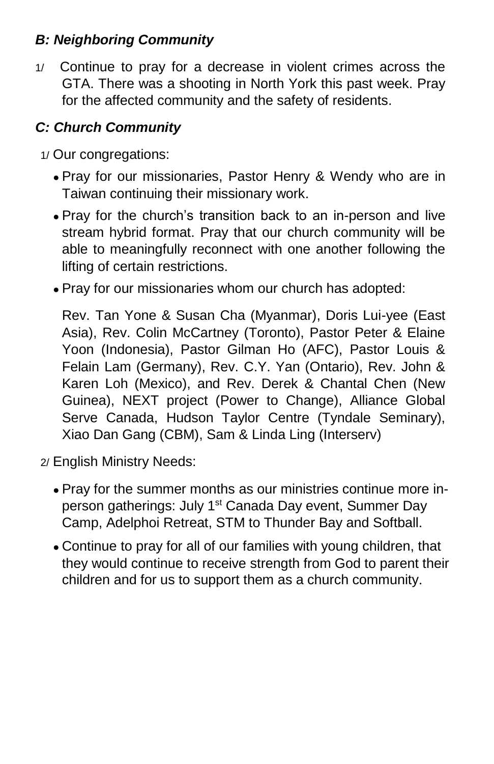***B: Neighboring Community***

1/ Continue to pray for a decrease in violent crimes across the GTA. There was a shooting in North York this past week. Pray for the affected community and the safety of residents.

***C: Church Community***

1/ Our congregations:

- Pray for our missionaries, Pastor Henry & Wendy who are in Taiwan continuing their missionary work.
- Pray for the church's transition back to an in-person and live stream hybrid format. Pray that our church community will be able to meaningfully reconnect with one another following the lifting of certain restrictions.
- Pray for our missionaries whom our church has adopted:

  Rev. Tan Yone & Susan Cha (Myanmar), Doris Lui-yee (East Asia), Rev. Colin McCartney (Toronto), Pastor Peter & Elaine Yoon (Indonesia), Pastor Gilman Ho (AFC), Pastor Louis & Felain Lam (Germany), Rev. C.Y. Yan (Ontario), Rev. John & Karen Loh (Mexico), and Rev. Derek & Chantal Chen (New Guinea), NEXT project (Power to Change), Alliance Global Serve Canada, Hudson Taylor Centre (Tyndale Seminary), Xiao Dan Gang (CBM), Sam & Linda Ling (Interserv)

2/ English Ministry Needs:

- Pray for the summer months as our ministries continue more in-person gatherings: July 1st Canada Day event, Summer Day Camp, Adelphoi Retreat, STM to Thunder Bay and Softball.
- Continue to pray for all of our families with young children, that they would continue to receive strength from God to parent their children and for us to support them as a church community.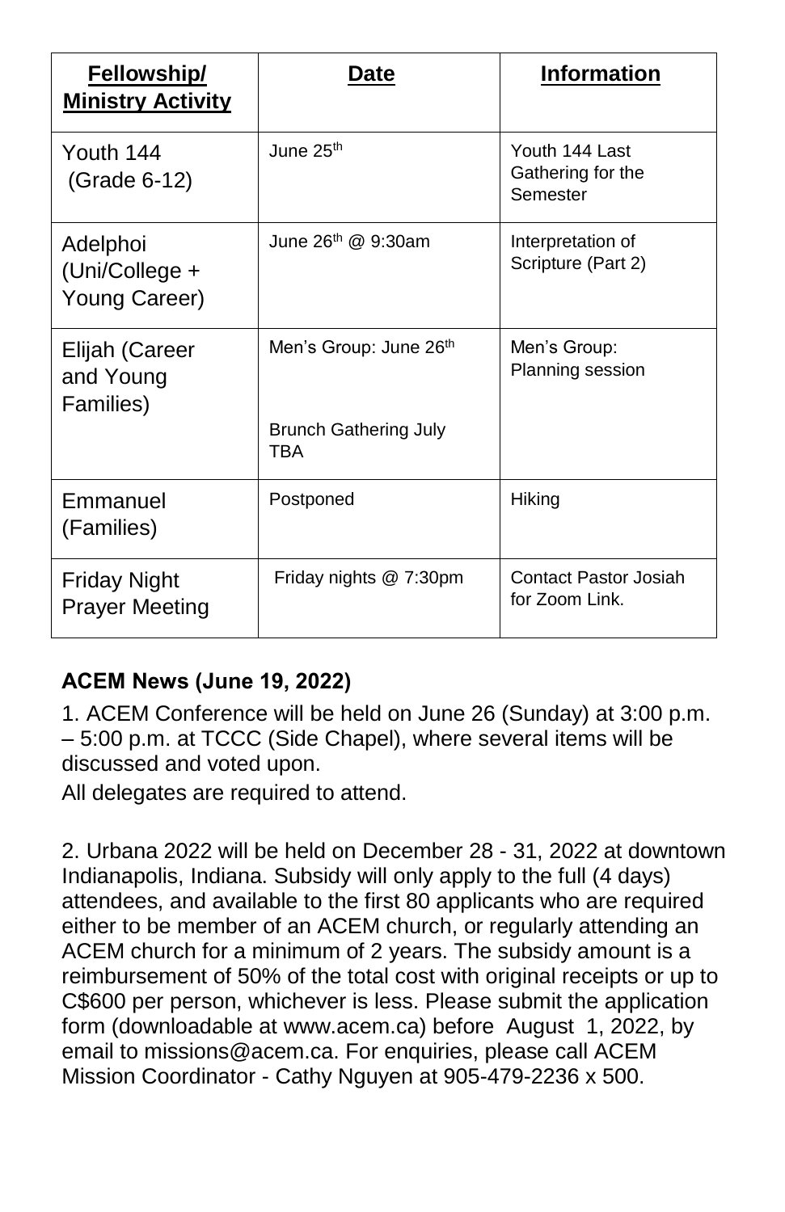| Fellowship/ Ministry Activity | Date | Information |
|---|---|---|
| Youth 144 (Grade 6-12) | June 25th | Youth 144 Last Gathering for the Semester |
| Adelphoi (Uni/College + Young Career) | June 26th @ 9:30am | Interpretation of Scripture (Part 2) |
| Elijah (Career and Young Families) | Men's Group: June 26th<br><br>Brunch Gathering July TBA | Men's Group: Planning session |
| Emmanuel (Families) | Postponed | Hiking |
| Friday Night Prayer Meeting | Friday nights @ 7:30pm | Contact Pastor Josiah for Zoom Link. |

**ACEM News (June 19, 2022)**

1. ACEM Conference will be held on June 26 (Sunday) at 3:00 p.m. – 5:00 p.m. at TCCC (Side Chapel), where several items will be discussed and voted upon.

All delegates are required to attend.

2. Urbana 2022 will be held on December 28 - 31, 2022 at downtown Indianapolis, Indiana. Subsidy will only apply to the full (4 days) attendees, and available to the first 80 applicants who are required either to be member of an ACEM church, or regularly attending an ACEM church for a minimum of 2 years. The subsidy amount is a reimbursement of 50% of the total cost with original receipts or up to C$600 per person, whichever is less. Please submit the application form (downloadable at www.acem.ca) before August 1, 2022, by email to missions@acem.ca. For enquiries, please call ACEM Mission Coordinator - Cathy Nguyen at 905-479-2236 x 500.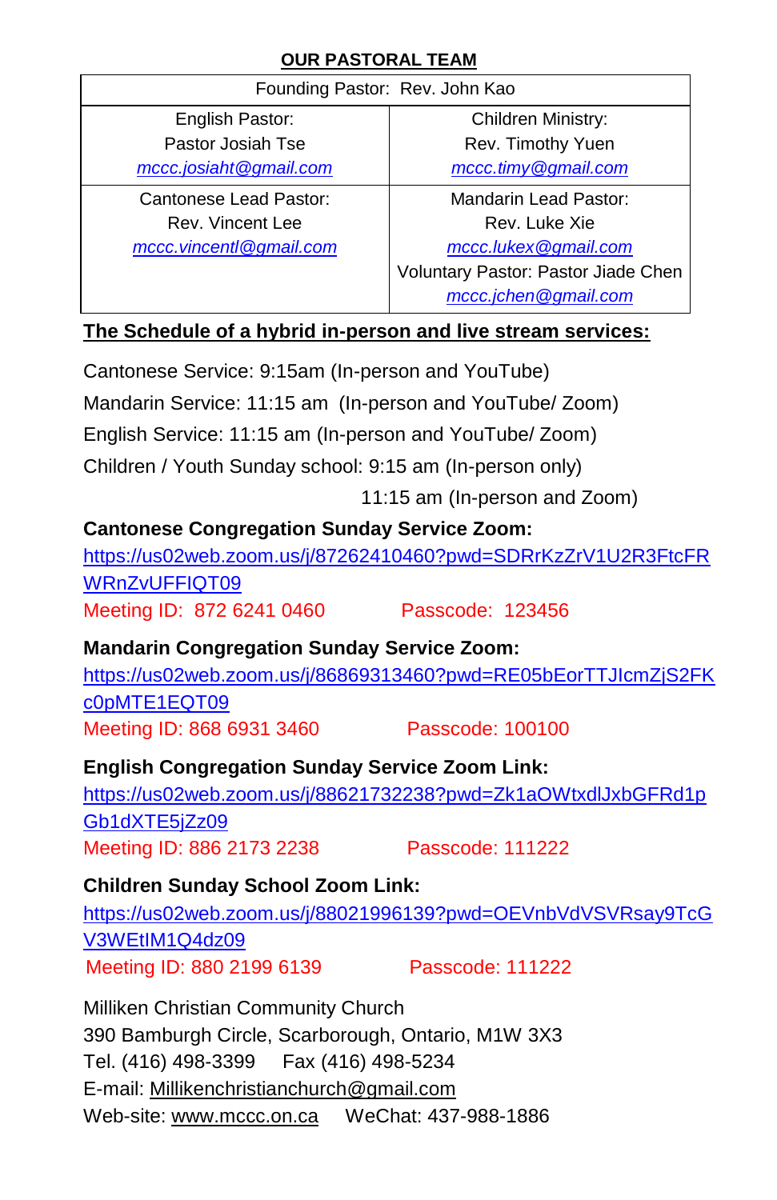**OUR PASTORAL TEAM**

| Founding Pastor: Rev. John Kao | |
|---|---|
| English Pastor:<br>Pastor Josiah Tse<br>*mccc.josiaht@gmail.com* | Children Ministry:<br>Rev. Timothy Yuen<br>*mccc.timy@gmail.com* |
| Cantonese Lead Pastor:<br>Rev. Vincent Lee<br>*mccc.vincentl@gmail.com* | Mandarin Lead Pastor:<br>Rev. Luke Xie<br>*mccc.lukex@gmail.com*<br>Voluntary Pastor: Pastor Jiade Chen<br>*mccc.jchen@gmail.com* |

**The Schedule of a hybrid in-person and live stream services:**

Cantonese Service: 9:15am (In-person and YouTube)

Mandarin Service: 11:15 am (In-person and YouTube/ Zoom)

English Service: 11:15 am (In-person and YouTube/ Zoom)

Children / Youth Sunday school: 9:15 am (In-person only)

11:15 am (In-person and Zoom)

**Cantonese Congregation Sunday Service Zoom:**

https://us02web.zoom.us/j/87262410460?pwd=SDRrKzZrV1U2R3FtcFRWRnZvUFFIQT09

Meeting ID: 872 6241 0460 Passcode: 123456

**Mandarin Congregation Sunday Service Zoom:**

https://us02web.zoom.us/j/86869313460?pwd=RE05bEorTTJIcmZjS2FKc0pMTE1EQT09

Meeting ID: 868 6931 3460 Passcode: 100100

**English Congregation Sunday Service Zoom Link:**

https://us02web.zoom.us/j/88621732238?pwd=Zk1aOWtxdlJxbGFRd1pGb1dXTE5jZz09

Meeting ID: 886 2173 2238 Passcode: 111222

**Children Sunday School Zoom Link:**

https://us02web.zoom.us/j/88021996139?pwd=OEVnbVdVSVRsay9TcGV3WEtIM1Q4dz09

Meeting ID: 880 2199 6139 Passcode: 111222

Milliken Christian Community Church
390 Bamburgh Circle, Scarborough, Ontario, M1W 3X3
Tel. (416) 498-3399 Fax (416) 498-5234
E-mail: Millikenchristianchurch@gmail.com
Web-site: www.mccc.on.ca WeChat: 437-988-1886